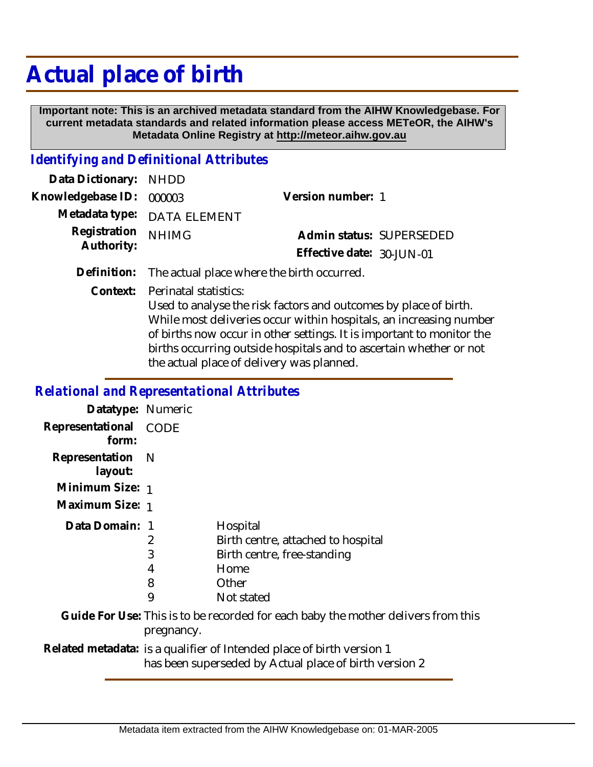# Actual place of birth

**Important note: This is an archived metadata standard from the AIHW Knowledgebase. For current metadata standards and related information please access METeOR, the AIHW's Metadata Online Registry at http://meteor.aihw.gov.au**

## *Identifying and Definitional Attributes*

**Data Dictionary:** NHDD

**Knowledgebase ID:** 000003 **Version number:** 1

**Metadata type:** DATA ELEMENT

**Registration Authority:** NHIMG **Admin status:** SUPERSEDED

**Effective date:** 30-JUN-01

**Definition:** The actual place where the birth occurred.

**Context:** Perinatal statistics:
Used to analyse the risk factors and outcomes by place of birth. While most deliveries occur within hospitals, an increasing number of births now occur in other settings. It is important to monitor the births occurring outside hospitals and to ascertain whether or not the actual place of delivery was planned.

## *Relational and Representational Attributes*

**Datatype:** Numeric

**Representational form:** CODE

**Representation layout:** N

**Minimum Size:** 1

**Maximum Size:** 1

**Data Domain:**

| Code | Description |
|---|---|
| 1 | Hospital |
| 2 | Birth centre, attached to hospital |
| 3 | Birth centre, free-standing |
| 4 | Home |
| 8 | Other |
| 9 | Not stated |

**Guide For Use:** This is to be recorded for each baby the mother delivers from this pregnancy.

**Related metadata:** is a qualifier of Intended place of birth version 1
has been superseded by Actual place of birth version 2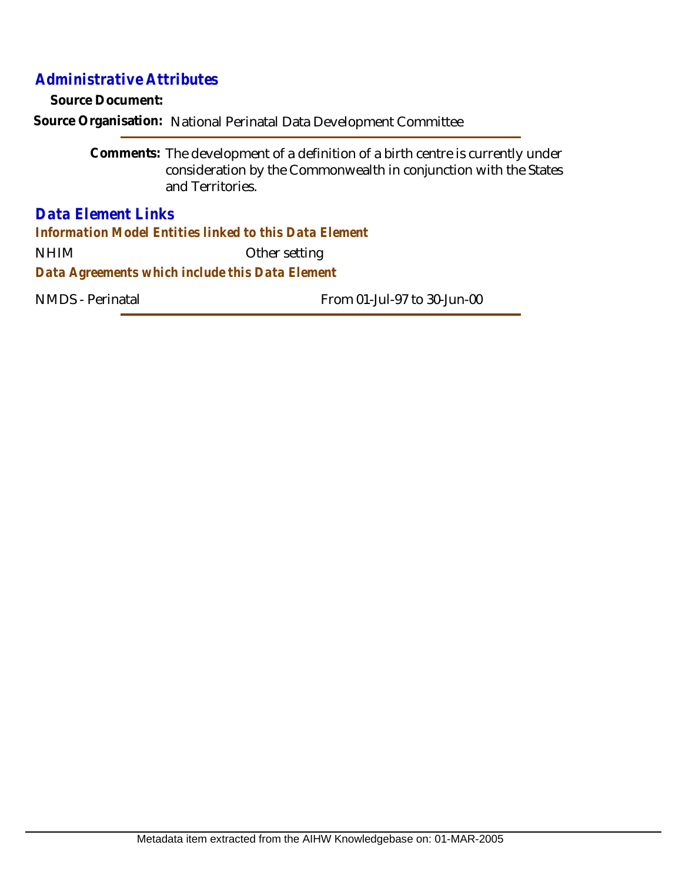## Administrative Attributes

**Source Document:**

**Source Organisation:** National Perinatal Data Development Committee

**Comments:** The development of a definition of a birth centre is currently under consideration by the Commonwealth in conjunction with the States and Territories.

## Data Element Links

### *Information Model Entities linked to this Data Element*

NHIM — Other setting

### *Data Agreements which include this Data Element*

NMDS - Perinatal — From 01-Jul-97 to 30-Jun-00

Metadata item extracted from the AIHW Knowledgebase on: 01-MAR-2005